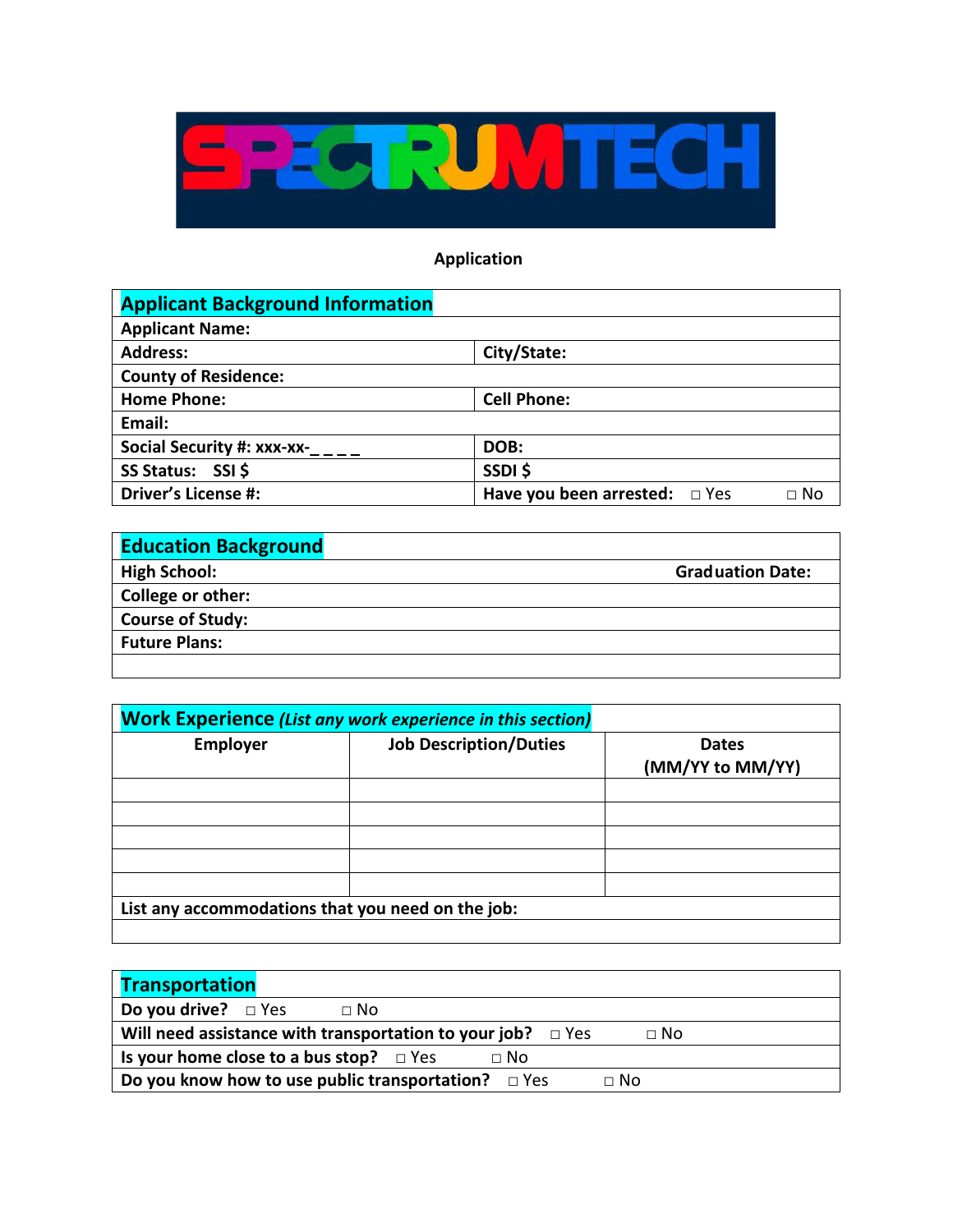SPECTRUMTECH

**Application**

| Applicant Background Information | |
|---|---|
| **Applicant Name:** | |
| **Address:** | **City/State:** |
| **County of Residence:** | |
| **Home Phone:** | **Cell Phone:** |
| **Email:** | |
| **Social Security #: xxx-xx-_ _ _ _** | **DOB:** |
| **SS Status: SSI $** | **SSDI $** |
| **Driver's License #:** | **Have you been arrested:** □ Yes □ No |

| Education Background | |
|---|---|
| **High School:** | **Graduation Date:** |
| **College or other:** | |
| **Course of Study:** | |
| **Future Plans:** | |
| | |

**Work Experience** *(List any work experience in this section)*

| Employer | Job Description/Duties | Dates (MM/YY to MM/YY) |
|---|---|---|
| | | |
| | | |
| | | |
| | | |
| | | |
| **List any accommodations that you need on the job:** | | |
| | | |

| Transportation |
|---|
| **Do you drive?** □ Yes □ No |
| **Will need assistance with transportation to your job?** □ Yes □ No |
| **Is your home close to a bus stop?** □ Yes □ No |
| **Do you know how to use public transportation?** □ Yes □ No |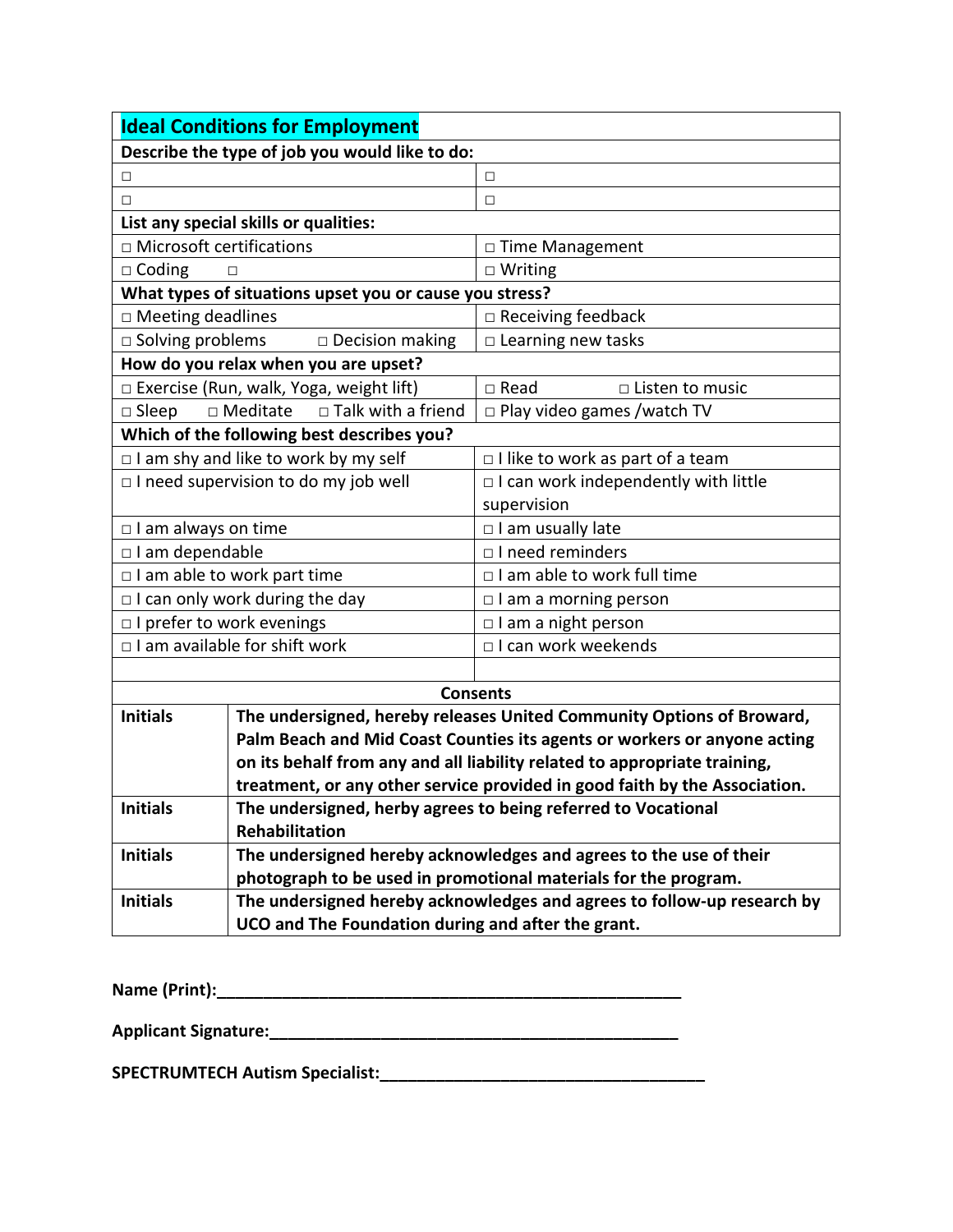| **Ideal Conditions for Employment** | |
|---|---|
| **Describe the type of job you would like to do:** | |
| □ | □ |
| □ | □ |
| **List any special skills or qualities:** | |
| □ Microsoft certifications | □ Time Management |
| □ Coding □ | □ Writing |
| **What types of situations upset you or cause you stress?** | |
| □ Meeting deadlines | □ Receiving feedback |
| □ Solving problems □ Decision making | □ Learning new tasks |
| **How do you relax when you are upset?** | |
| □ Exercise (Run, walk, Yoga, weight lift) | □ Read □ Listen to music |
| □ Sleep □ Meditate □ Talk with a friend | □ Play video games /watch TV |
| **Which of the following best describes you?** | |
| □ I am shy and like to work by my self | □ I like to work as part of a team |
| □ I need supervision to do my job well | □ I can work independently with little supervision |
| □ I am always on time | □ I am usually late |
| □ I am dependable | □ I need reminders |
| □ I am able to work part time | □ I am able to work full time |
| □ I can only work during the day | □ I am a morning person |
| □ I prefer to work evenings | □ I am a night person |
| □ I am available for shift work | □ I can work weekends |
| | |

| **Consents** | |
|---|---|
| **Initials** | **The undersigned, hereby releases United Community Options of Broward, Palm Beach and Mid Coast Counties its agents or workers or anyone acting on its behalf from any and all liability related to appropriate training, treatment, or any other service provided in good faith by the Association.** |
| **Initials** | **The undersigned, herby agrees to being referred to Vocational Rehabilitation** |
| **Initials** | **The undersigned hereby acknowledges and agrees to the use of their photograph to be used in promotional materials for the program.** |
| **Initials** | **The undersigned hereby acknowledges and agrees to follow-up research by UCO and The Foundation during and after the grant.** |

**Name (Print):**\_\_\_\_\_\_\_\_\_\_\_\_\_\_\_\_\_\_\_\_\_\_\_\_\_\_\_\_\_\_\_\_\_\_\_\_\_\_\_\_\_\_\_\_\_\_\_\_

**Applicant Signature:**\_\_\_\_\_\_\_\_\_\_\_\_\_\_\_\_\_\_\_\_\_\_\_\_\_\_\_\_\_\_\_\_\_\_\_\_\_\_\_\_\_\_\_\_

**SPECTRUMTECH Autism Specialist:**\_\_\_\_\_\_\_\_\_\_\_\_\_\_\_\_\_\_\_\_\_\_\_\_\_\_\_\_\_\_\_\_\_\_\_\_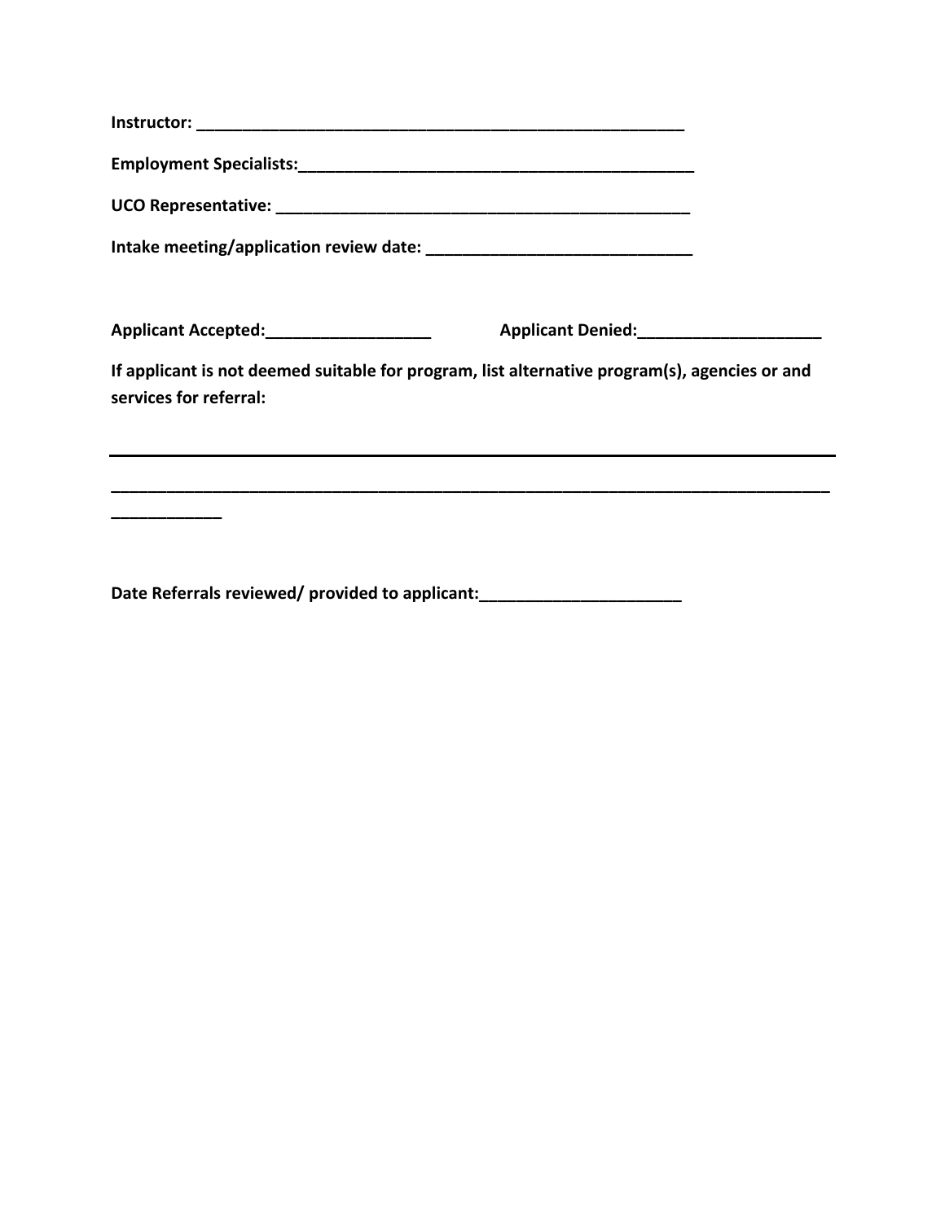**Instructor: ______________________________________________________**

**Employment Specialists:_____________________________________________**

**UCO Representative: _____________________________________________**

**Intake meeting/application review date: _____________________________**

**Applicant Accepted:__________________** **Applicant Denied:___________________**

**If applicant is not deemed suitable for program, list alternative program(s), agencies or and services for referral:**

_______________________________________________________________________________

_______________________________________________________________________________

____________

**Date Referrals reviewed/ provided to applicant:______________________**